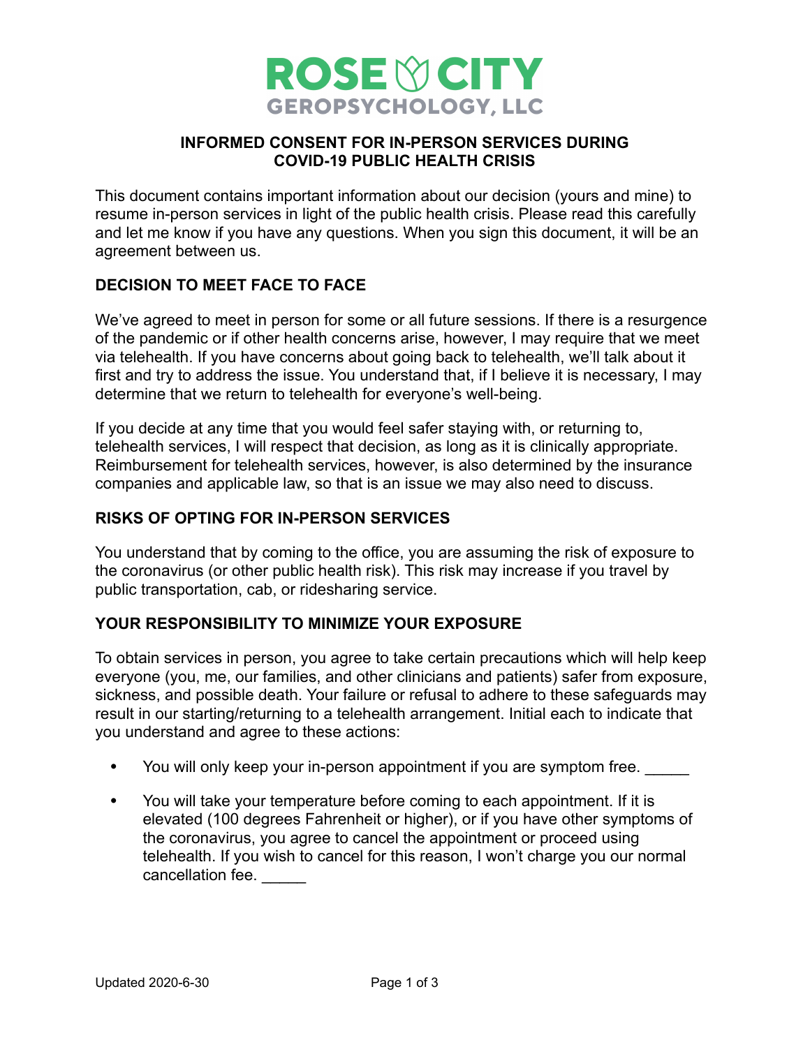# ROSE CITY GEROPSYCHOLOGY, LLC

## INFORMED CONSENT FOR IN-PERSON SERVICES DURING COVID-19 PUBLIC HEALTH CRISIS

This document contains important information about our decision (yours and mine) to resume in-person services in light of the public health crisis. Please read this carefully and let me know if you have any questions. When you sign this document, it will be an agreement between us.

### DECISION TO MEET FACE TO FACE

We've agreed to meet in person for some or all future sessions. If there is a resurgence of the pandemic or if other health concerns arise, however, I may require that we meet via telehealth. If you have concerns about going back to telehealth, we'll talk about it first and try to address the issue. You understand that, if I believe it is necessary, I may determine that we return to telehealth for everyone's well-being.

If you decide at any time that you would feel safer staying with, or returning to, telehealth services, I will respect that decision, as long as it is clinically appropriate. Reimbursement for telehealth services, however, is also determined by the insurance companies and applicable law, so that is an issue we may also need to discuss.

### RISKS OF OPTING FOR IN-PERSON SERVICES

You understand that by coming to the office, you are assuming the risk of exposure to the coronavirus (or other public health risk). This risk may increase if you travel by public transportation, cab, or ridesharing service.

### YOUR RESPONSIBILITY TO MINIMIZE YOUR EXPOSURE

To obtain services in person, you agree to take certain precautions which will help keep everyone (you, me, our families, and other clinicians and patients) safer from exposure, sickness, and possible death. Your failure or refusal to adhere to these safeguards may result in our starting/returning to a telehealth arrangement. Initial each to indicate that you understand and agree to these actions:

- You will only keep your in-person appointment if you are symptom free. _____
- You will take your temperature before coming to each appointment. If it is elevated (100 degrees Fahrenheit or higher), or if you have other symptoms of the coronavirus, you agree to cancel the appointment or proceed using telehealth. If you wish to cancel for this reason, I won't charge you our normal cancellation fee. _____

Updated 2020-6-30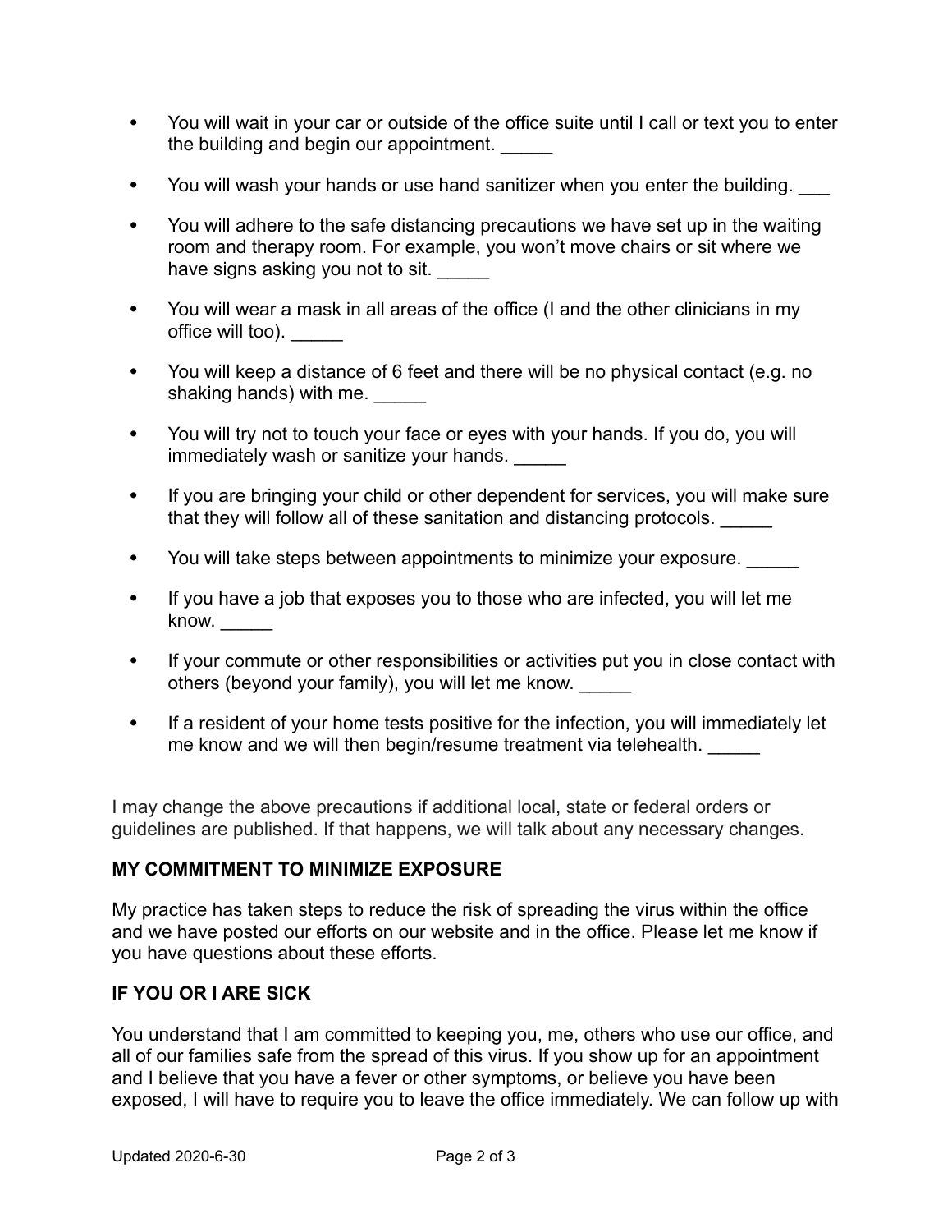- You will wait in your car or outside of the office suite until I call or text you to enter the building and begin our appointment. _____

- You will wash your hands or use hand sanitizer when you enter the building. ___

- You will adhere to the safe distancing precautions we have set up in the waiting room and therapy room. For example, you won't move chairs or sit where we have signs asking you not to sit. _____

- You will wear a mask in all areas of the office (I and the other clinicians in my office will too). _____

- You will keep a distance of 6 feet and there will be no physical contact (e.g. no shaking hands) with me. _____

- You will try not to touch your face or eyes with your hands. If you do, you will immediately wash or sanitize your hands. _____

- If you are bringing your child or other dependent for services, you will make sure that they will follow all of these sanitation and distancing protocols. _____

- You will take steps between appointments to minimize your exposure. _____

- If you have a job that exposes you to those who are infected, you will let me know. _____

- If your commute or other responsibilities or activities put you in close contact with others (beyond your family), you will let me know. _____

- If a resident of your home tests positive for the infection, you will immediately let me know and we will then begin/resume treatment via telehealth. _____

I may change the above precautions if additional local, state or federal orders or guidelines are published. If that happens, we will talk about any necessary changes.

**MY COMMITMENT TO MINIMIZE EXPOSURE**

My practice has taken steps to reduce the risk of spreading the virus within the office and we have posted our efforts on our website and in the office. Please let me know if you have questions about these efforts.

**IF YOU OR I ARE SICK**

You understand that I am committed to keeping you, me, others who use our office, and all of our families safe from the spread of this virus. If you show up for an appointment and I believe that you have a fever or other symptoms, or believe you have been exposed, I will have to require you to leave the office immediately. We can follow up with

Updated 2020-6-30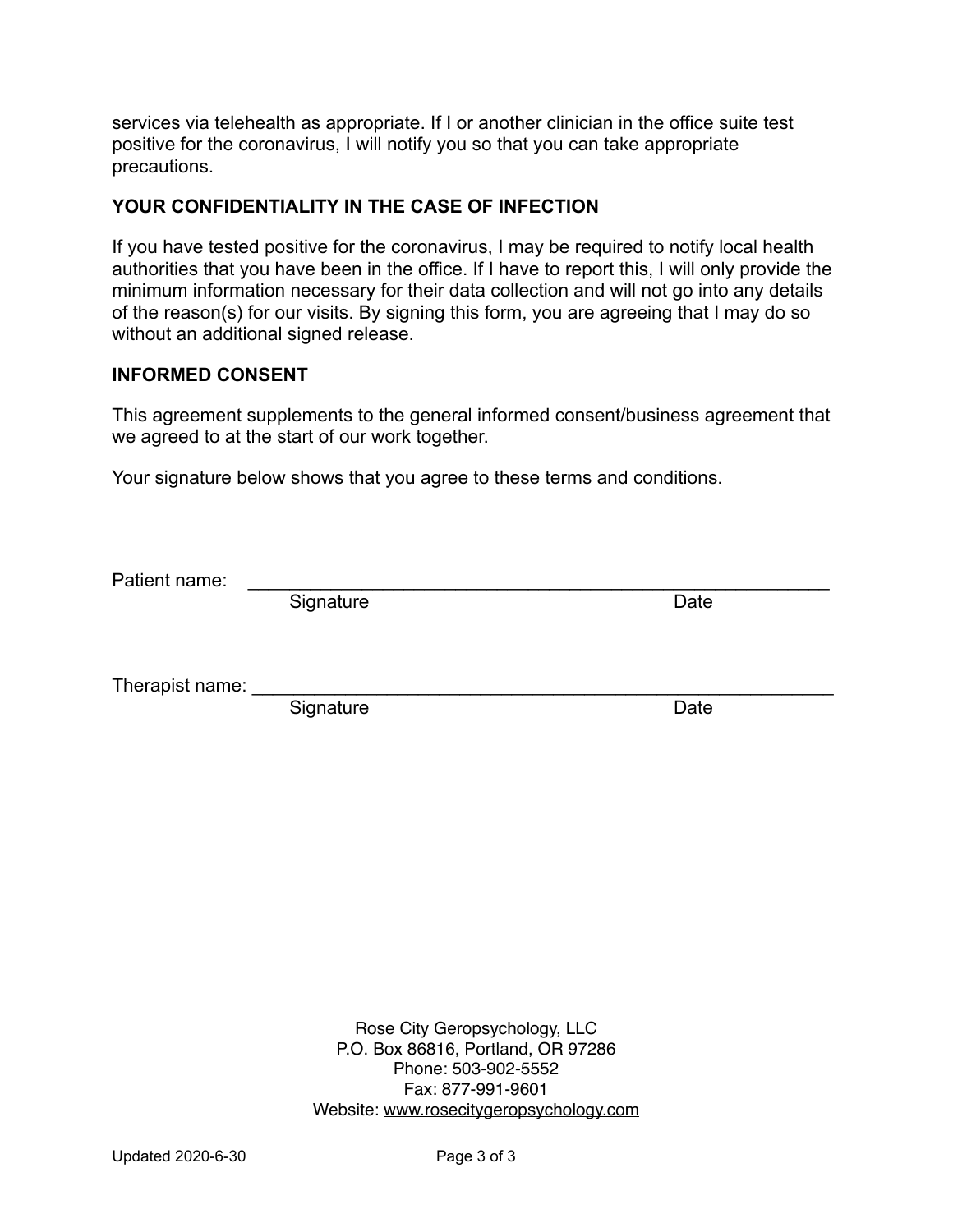services via telehealth as appropriate. If I or another clinician in the office suite test positive for the coronavirus, I will notify you so that you can take appropriate precautions.

## YOUR CONFIDENTIALITY IN THE CASE OF INFECTION

If you have tested positive for the coronavirus, I may be required to notify local health authorities that you have been in the office. If I have to report this, I will only provide the minimum information necessary for their data collection and will not go into any details of the reason(s) for our visits. By signing this form, you are agreeing that I may do so without an additional signed release.

## INFORMED CONSENT

This agreement supplements to the general informed consent/business agreement that we agreed to at the start of our work together.

Your signature below shows that you agree to these terms and conditions.

Patient name: ____________________________________________________________
Signature Date

Therapist name: __________________________________________________________
Signature Date

Rose City Geropsychology, LLC
P.O. Box 86816, Portland, OR 97286
Phone: 503-902-5552
Fax: 877-991-9601
Website: www.rosecitygeropsychology.com

Updated 2020-6-30